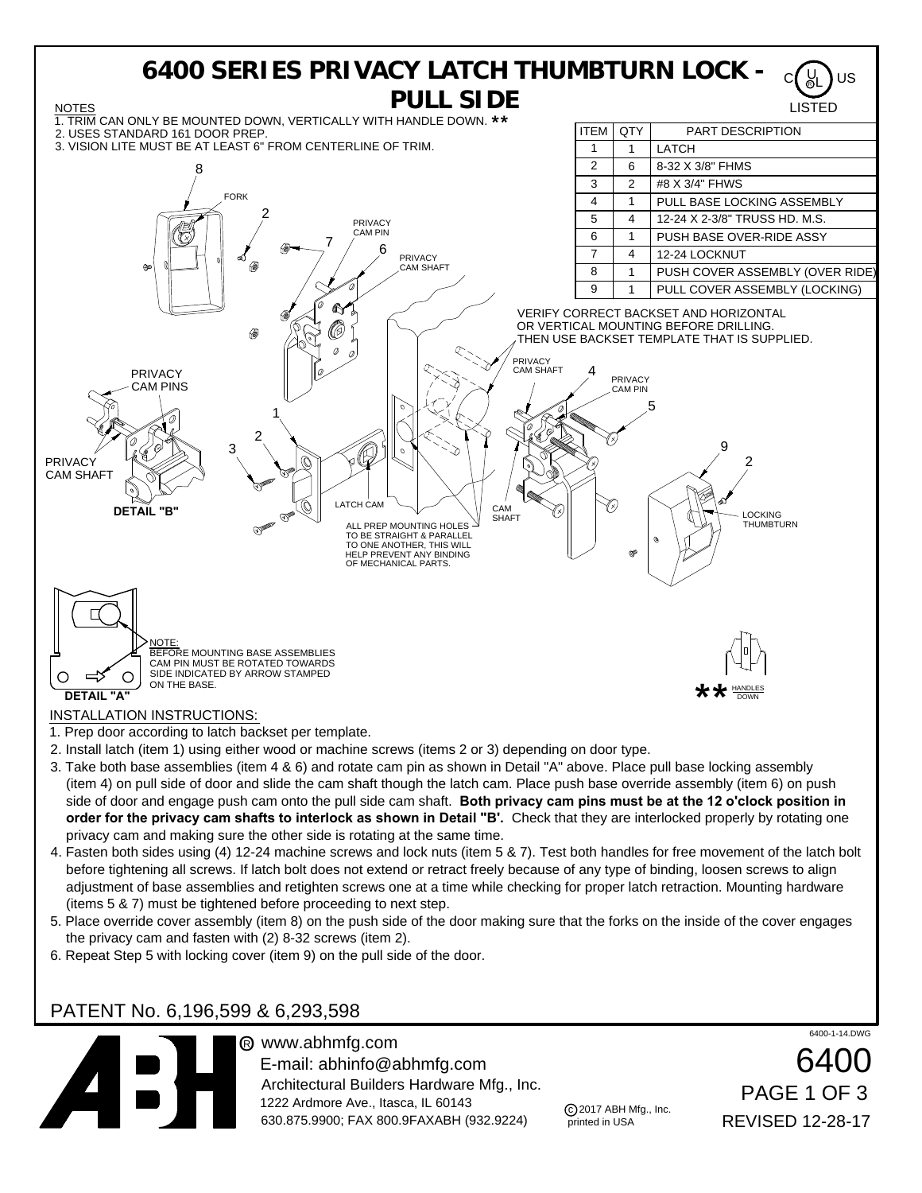# 6400 SERIES PRIVACY LATCH THUMBTURN LOCK - PULL SIDE

C UL US LISTED

NOTES
1. TRIM CAN ONLY BE MOUNTED DOWN, VERTICALLY WITH HANDLE DOWN. **
2. USES STANDARD 161 DOOR PREP.
3. VISION LITE MUST BE AT LEAST 6" FROM CENTERLINE OF TRIM.

| ITEM | QTY | PART DESCRIPTION |
|---|---|---|
| 1 | 1 | LATCH |
| 2 | 6 | 8-32 X 3/8" FHMS |
| 3 | 2 | #8 X 3/4" FHWS |
| 4 | 1 | PULL BASE LOCKING ASSEMBLY |
| 5 | 4 | 12-24 X 2-3/8" TRUSS HD. M.S. |
| 6 | 1 | PUSH BASE OVER-RIDE ASSY |
| 7 | 4 | 12-24 LOCKNUT |
| 8 | 1 | PUSH COVER ASSEMBLY (OVER RIDE) |
| 9 | 1 | PULL COVER ASSEMBLY (LOCKING) |

VERIFY CORRECT BACKSET AND HORIZONTAL OR VERTICAL MOUNTING BEFORE DRILLING. THEN USE BACKSET TEMPLATE THAT IS SUPPLIED.

FORK

PRIVACY CAM PIN

PRIVACY CAM SHAFT

PRIVACY CAM PINS

PRIVACY CAM SHAFT

DETAIL "B"

LATCH CAM

ALL PREP MOUNTING HOLES TO BE STRAIGHT & PARALLEL TO ONE ANOTHER, THIS WILL HELP PREVENT ANY BINDING OF MECHANICAL PARTS.

CAM SHAFT

LOCKING THUMBTURN

NOTE:
BEFORE MOUNTING BASE ASSEMBLIES CAM PIN MUST BE ROTATED TOWARDS SIDE INDICATED BY ARROW STAMPED ON THE BASE.

DETAIL "A"

** HANDLES DOWN

## INSTALLATION INSTRUCTIONS:

1. Prep door according to latch backset per template.
2. Install latch (item 1) using either wood or machine screws (items 2 or 3) depending on door type.
3. Take both base assemblies (item 4 & 6) and rotate cam pin as shown in Detail "A" above. Place pull base locking assembly (item 4) on pull side of door and slide the cam shaft though the latch cam. Place push base override assembly (item 6) on push side of door and engage push cam onto the pull side cam shaft. **Both privacy cam pins must be at the 12 o'clock position in order for the privacy cam shafts to interlock as shown in Detail "B'.** Check that they are interlocked properly by rotating one privacy cam and making sure the other side is rotating at the same time.
4. Fasten both sides using (4) 12-24 machine screws and lock nuts (item 5 & 7). Test both handles for free movement of the latch bolt before tightening all screws. If latch bolt does not extend or retract freely because of any type of binding, loosen screws to align adjustment of base assemblies and retighten screws one at a time while checking for proper latch retraction. Mounting hardware (items 5 & 7) must be tightened before proceeding to next step.
5. Place override cover assembly (item 8) on the push side of the door making sure that the forks on the inside of the cover engages the privacy cam and fasten with (2) 8-32 screws (item 2).
6. Repeat Step 5 with locking cover (item 9) on the pull side of the door.

PATENT No. 6,196,599 & 6,293,598

ABH® www.abhmfg.com
E-mail: abhinfo@abhmfg.com
Architectural Builders Hardware Mfg., Inc.
1222 Ardmore Ave., Itasca, IL 60143
630.875.9900; FAX 800.9FAXABH (932.9224)

© 2017 ABH Mfg., Inc. printed in USA

6400-1-14.DWG

6400

REVISED 12-28-17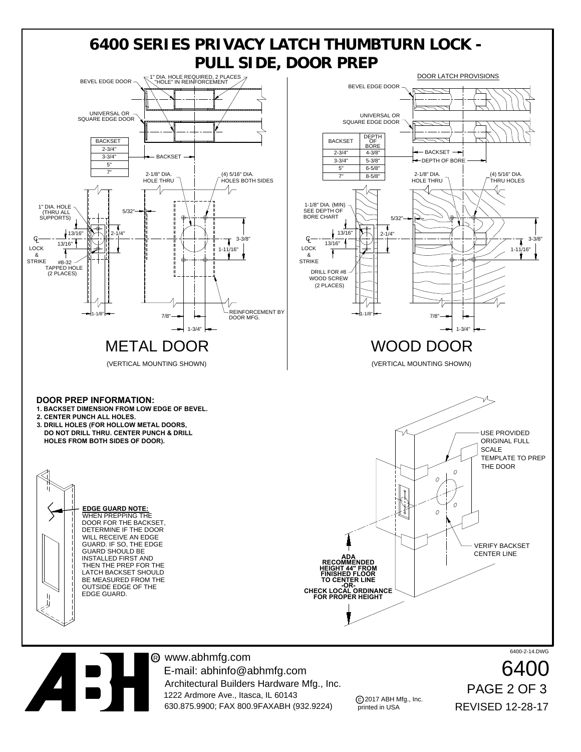# 6400 SERIES PRIVACY LATCH THUMBTURN LOCK - PULL SIDE, DOOR PREP

## METAL DOOR

(VERTICAL MOUNTING SHOWN)

BEVEL EDGE DOOR

1" DIA. HOLE REQUIRED, 2 PLACES "HOLE" IN REINFORCEMENT

UNIVERSAL OR SQUARE EDGE DOOR

| BACKSET |
|---|
| 2-3/4" |
| 3-3/4" |
| 5" |
| 7" |

BACKSET

2-1/8" DIA. HOLE THRU

(4) 5/16" DIA. HOLES BOTH SIDES

1" DIA. HOLE (THRU ALL SUPPORTS)

5/32"

13/16"

13/16"

2-1/4"

3-3/8"

1-11/16"

℄ LOCK & STRIKE

#8-32 TAPPED HOLE (2 PLACES)

REINFORCEMENT BY DOOR MFG.

1-1/8"

7/8"

1-3/4"

## WOOD DOOR

(VERTICAL MOUNTING SHOWN)

DOOR LATCH PROVISIONS

BEVEL EDGE DOOR

UNIVERSAL OR SQUARE EDGE DOOR

| BACKSET | DEPTH OF BORE |
|---|---|
| 2-3/4" | 4-3/8" |
| 3-3/4" | 5-3/8" |
| 5" | 6-5/8" |
| 7" | 8-5/8" |

BACKSET

DEPTH OF BORE

2-1/8" DIA. HOLE THRU

(4) 5/16" DIA. THRU HOLES

1-1/8" DIA. (MIN) SEE DEPTH OF BORE CHART

5/32"

13/16"

13/16"

2-1/4"

3-3/8"

1-11/16"

℄ LOCK & STRIKE

DRILL FOR #8 WOOD SCREW (2 PLACES)

1-1/8"

7/8"

1-3/4"

**DOOR PREP INFORMATION:**

1. **BACKSET DIMENSION FROM LOW EDGE OF BEVEL.**
2. **CENTER PUNCH ALL HOLES.**
3. **DRILL HOLES (FOR HOLLOW METAL DOORS, DO NOT DRILL THRU. CENTER PUNCH & DRILL HOLES FROM BOTH SIDES OF DOOR).**

**EDGE GUARD NOTE:**
WHEN PREPPING THE DOOR FOR THE BACKSET, DETERMINE IF THE DOOR WILL RECEIVE AN EDGE GUARD. IF SO, THE EDGE GUARD SHOULD BE INSTALLED FIRST AND THEN THE PREP FOR THE LATCH BACKSET SHOULD BE MEASURED FROM THE OUTSIDE EDGE OF THE EDGE GUARD.

USE PROVIDED ORIGINAL FULL SCALE TEMPLATE TO PREP THE DOOR

VERIFY BACKSET CENTER LINE

**ADA RECOMMENDED HEIGHT 44" FROM FINISHED FLOOR TO CENTER LINE -OR- CHECK LOCAL ORDINANCE FOR PROPER HEIGHT**

6400-2-14.DWG

® www.abhmfg.com
E-mail: abhinfo@abhmfg.com
Architectural Builders Hardware Mfg., Inc.
1222 Ardmore Ave., Itasca, IL 60143
630.875.9900; FAX 800.9FAXABH (932.9224)

© 2017 ABH Mfg., Inc. printed in USA

6400
PAGE 2 OF 3
REVISED 12-28-17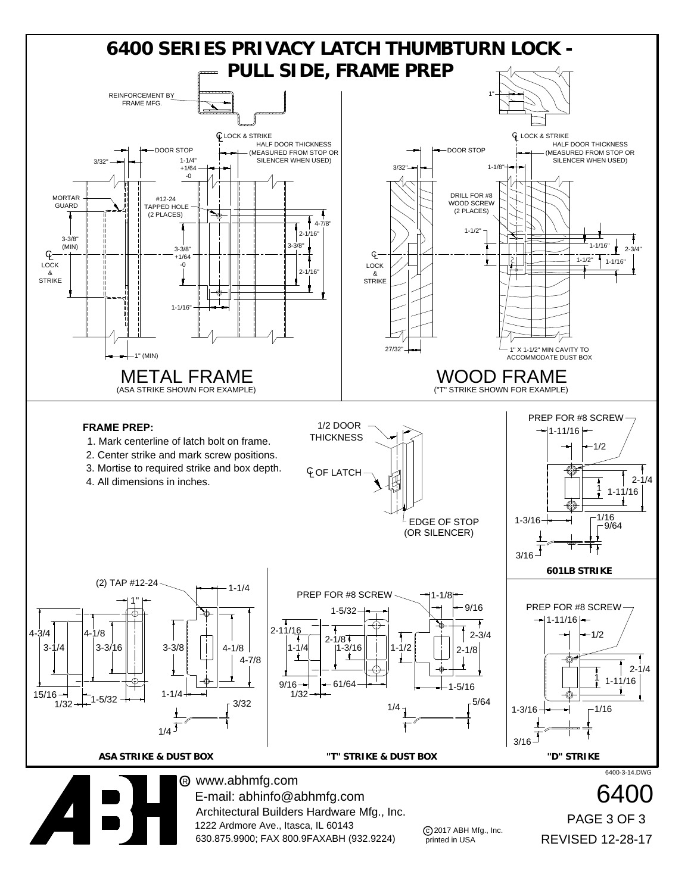# 6400 SERIES PRIVACY LATCH THUMBTURN LOCK - PULL SIDE, FRAME PREP

REINFORCEMENT BY FRAME MFG.

℄ LOCK & STRIKE

HALF DOOR THICKNESS (MEASURED FROM STOP OR SILENCER WHEN USED)

DOOR STOP

3/32"

1-1/4" +1/64 -0

MORTAR GUARD

#12-24 TAPPED HOLE (2 PLACES)

4-7/8"

2-1/16"

3-3/8" (MIN)

3-3/8"

3-3/8" +1/64 -0

℄ LOCK & STRIKE

2-1/16"

1-1/16"

1" (MIN)

## METAL FRAME

(ASA STRIKE SHOWN FOR EXAMPLE)

1"

℄ LOCK & STRIKE

HALF DOOR THICKNESS (MEASURED FROM STOP OR SILENCER WHEN USED)

DOOR STOP

3/32"

1-1/8"

DRILL FOR #8 WOOD SCREW (2 PLACES)

1-1/2"

1-1/16"

2-3/4"

1-1/2"

1-1/16"

℄ LOCK & STRIKE

27/32"

1" X 1-1/2" MIN CAVITY TO ACCOMMODATE DUST BOX

## WOOD FRAME

("T" STRIKE SHOWN FOR EXAMPLE)

**FRAME PREP:**

1. Mark centerline of latch bolt on frame.
2. Center strike and mark screw positions.
3. Mortise to required strike and box depth.
4. All dimensions in inches.

1/2 DOOR THICKNESS

℄ OF LATCH

EDGE OF STOP (OR SILENCER)

PREP FOR #8 SCREW

1-11/16

1/2

2-1/4

1

1-11/16

1-3/16

1/16

9/64

3/16

**601LB STRIKE**

(2) TAP #12-24

1-1/4

1"

4-3/4

4-1/8

3-1/4

3-3/16

3-3/8

4-1/8

4-7/8

15/16

1/32

1-5/32

1-1/4

3/32

1/4

**ASA STRIKE & DUST BOX**

PREP FOR #8 SCREW

1-1/8

1-5/32

9/16

2-11/16

2-1/8

2-3/4

1-1/4

1-3/16

1-1/2

2-1/8

9/16

61/64

1/32

1-5/16

1/4

5/64

**"T" STRIKE & DUST BOX**

PREP FOR #8 SCREW

1-11/16

1/2

2-1/4

1

1-11/16

1-3/16

1/16

3/16

**"D" STRIKE**

6400-3-14.DWG

® www.abhmfg.com
E-mail: abhinfo@abhmfg.com
Architectural Builders Hardware Mfg., Inc.
1222 Ardmore Ave., Itasca, IL 60143
630.875.9900; FAX 800.9FAXABH (932.9224)

© 2017 ABH Mfg., Inc. printed in USA

6400

REVISED 12-28-17